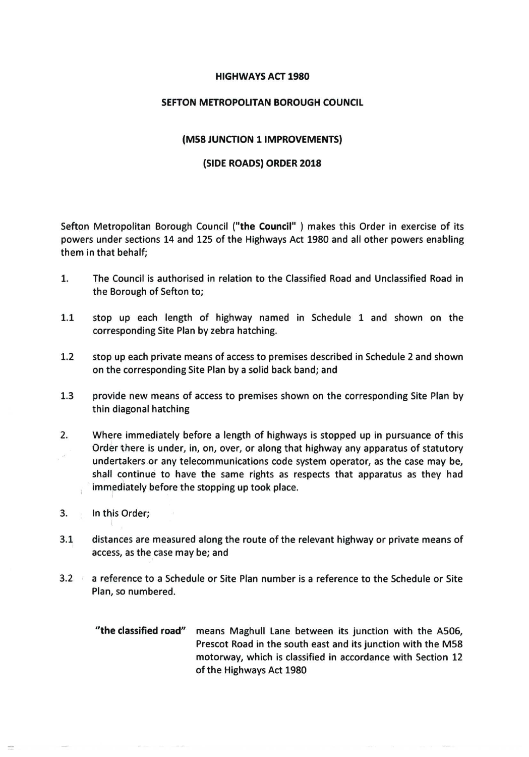**HIGHWAYS ACT 1980**

**SEFTON METROPOLITAN BOROUGH COUNCIL**

**(M58 JUNCTION 1 IMPROVEMENTS)**

**(SIDE ROADS) ORDER 2018**

Sefton Metropolitan Borough Council (**"the Council"** ) makes this Order in exercise of its powers under sections 14 and 125 of the Highways Act 1980 and all other powers enabling them in that behalf;

1. The Council is authorised in relation to the Classified Road and Unclassified Road in the Borough of Sefton to;

1.1 stop up each length of highway named in Schedule 1 and shown on the corresponding Site Plan by zebra hatching.

1.2 stop up each private means of access to premises described in Schedule 2 and shown on the corresponding Site Plan by a solid back band; and

1.3 provide new means of access to premises shown on the corresponding Site Plan by thin diagonal hatching

2. Where immediately before a length of highways is stopped up in pursuance of this Order there is under, in, on, over, or along that highway any apparatus of statutory undertakers or any telecommunications code system operator, as the case may be, shall continue to have the same rights as respects that apparatus as they had immediately before the stopping up took place.

3. In this Order;

3.1 distances are measured along the route of the relevant highway or private means of access, as the case may be; and

3.2 a reference to a Schedule or Site Plan number is a reference to the Schedule or Site Plan, so numbered.

**"the classified road"** means Maghull Lane between its junction with the A506, Prescot Road in the south east and its junction with the M58 motorway, which is classified in accordance with Section 12 of the Highways Act 1980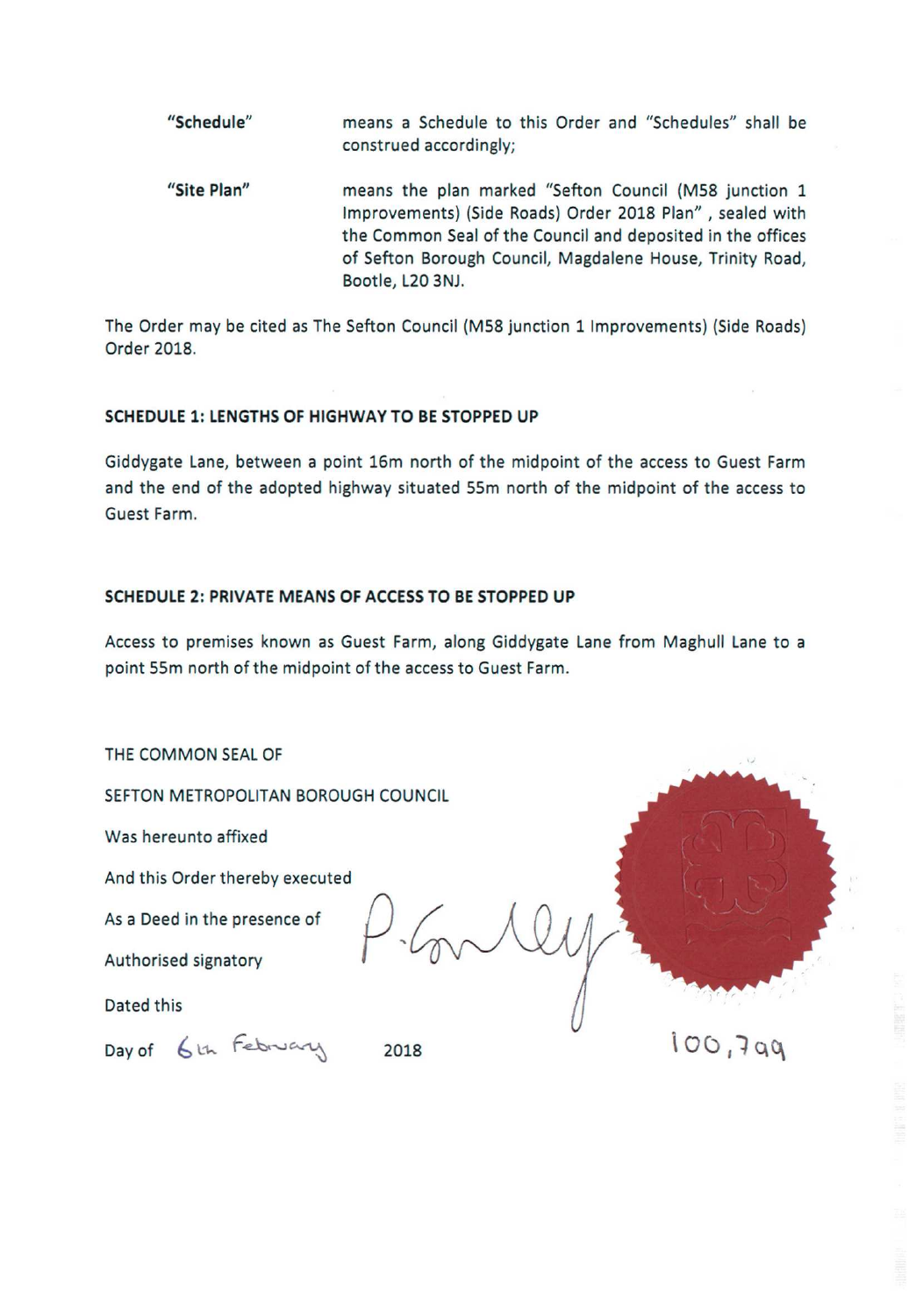**"Schedule"** means a Schedule to this Order and "Schedules" shall be construed accordingly;

**"Site Plan"** means the plan marked "Sefton Council (M58 junction 1 Improvements) (Side Roads) Order 2018 Plan" , sealed with the Common Seal of the Council and deposited in the offices of Sefton Borough Council, Magdalene House, Trinity Road, Bootle, L20 3NJ.

The Order may be cited as The Sefton Council (M58 junction 1 Improvements) (Side Roads) Order 2018.

## SCHEDULE 1: LENGTHS OF HIGHWAY TO BE STOPPED UP

Giddygate Lane, between a point 16m north of the midpoint of the access to Guest Farm and the end of the adopted highway situated 55m north of the midpoint of the access to Guest Farm.

## SCHEDULE 2: PRIVATE MEANS OF ACCESS TO BE STOPPED UP

Access to premises known as Guest Farm, along Giddygate Lane from Maghull Lane to a point 55m north of the midpoint of the access to Guest Farm.

THE COMMON SEAL OF

SEFTON METROPOLITAN BOROUGH COUNCIL

Was hereunto affixed

And this Order thereby executed

As a Deed in the presence of

Authorised signatory

Dated this

Day of 6th February 2018

100,799